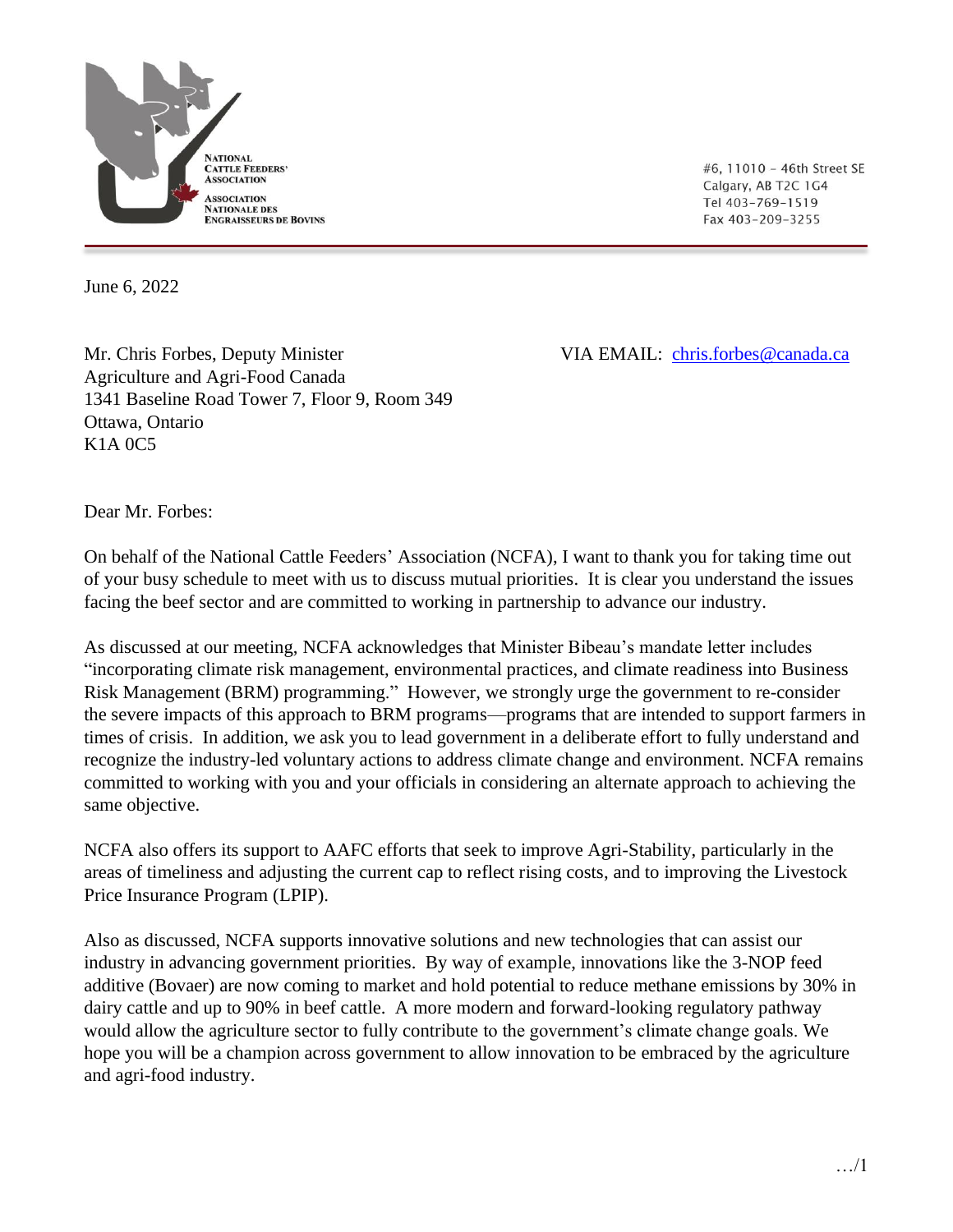NATIONAL CATTLE FEEDERS' ASSOCIATION
ASSOCIATION NATIONALE DES ENGRAISSEURS DE BOVINS

#6, 11010 – 46th Street SE
Calgary, AB T2C 1G4
Tel 403-769-1519
Fax 403-209-3255

June 6, 2022

Mr. Chris Forbes, Deputy Minister
Agriculture and Agri-Food Canada
1341 Baseline Road Tower 7, Floor 9, Room 349
Ottawa, Ontario
K1A 0C5

VIA EMAIL: chris.forbes@canada.ca

Dear Mr. Forbes:

On behalf of the National Cattle Feeders' Association (NCFA), I want to thank you for taking time out of your busy schedule to meet with us to discuss mutual priorities. It is clear you understand the issues facing the beef sector and are committed to working in partnership to advance our industry.

As discussed at our meeting, NCFA acknowledges that Minister Bibeau's mandate letter includes "incorporating climate risk management, environmental practices, and climate readiness into Business Risk Management (BRM) programming." However, we strongly urge the government to re-consider the severe impacts of this approach to BRM programs—programs that are intended to support farmers in times of crisis. In addition, we ask you to lead government in a deliberate effort to fully understand and recognize the industry-led voluntary actions to address climate change and environment. NCFA remains committed to working with you and your officials in considering an alternate approach to achieving the same objective.

NCFA also offers its support to AAFC efforts that seek to improve Agri-Stability, particularly in the areas of timeliness and adjusting the current cap to reflect rising costs, and to improving the Livestock Price Insurance Program (LPIP).

Also as discussed, NCFA supports innovative solutions and new technologies that can assist our industry in advancing government priorities. By way of example, innovations like the 3-NOP feed additive (Bovaer) are now coming to market and hold potential to reduce methane emissions by 30% in dairy cattle and up to 90% in beef cattle. A more modern and forward-looking regulatory pathway would allow the agriculture sector to fully contribute to the government's climate change goals. We hope you will be a champion across government to allow innovation to be embraced by the agriculture and agri-food industry.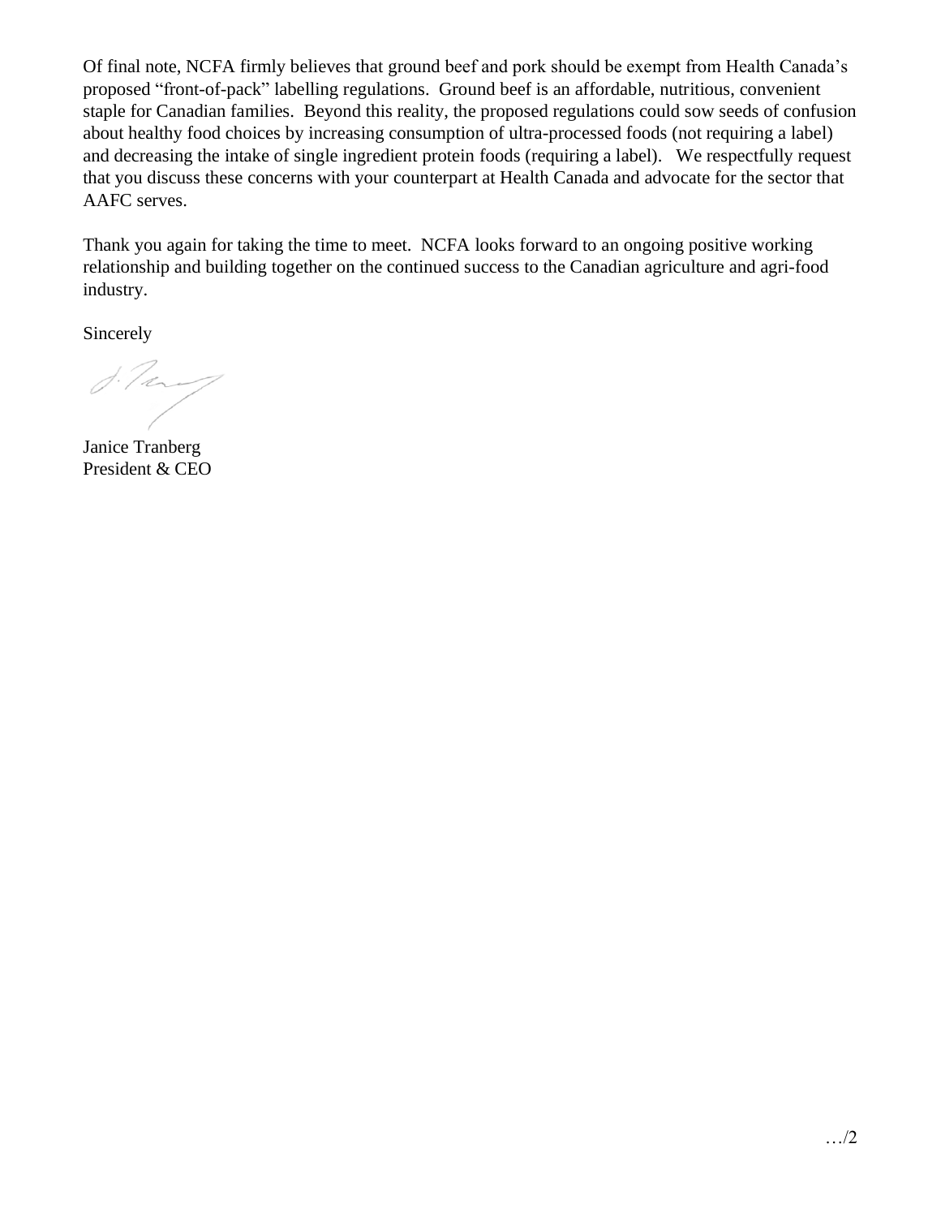Of final note, NCFA firmly believes that ground beef and pork should be exempt from Health Canada's proposed "front-of-pack" labelling regulations. Ground beef is an affordable, nutritious, convenient staple for Canadian families. Beyond this reality, the proposed regulations could sow seeds of confusion about healthy food choices by increasing consumption of ultra-processed foods (not requiring a label) and decreasing the intake of single ingredient protein foods (requiring a label). We respectfully request that you discuss these concerns with your counterpart at Health Canada and advocate for the sector that AAFC serves.

Thank you again for taking the time to meet. NCFA looks forward to an ongoing positive working relationship and building together on the continued success to the Canadian agriculture and agri-food industry.

Sincerely

Janice Tranberg
President & CEO

…/2